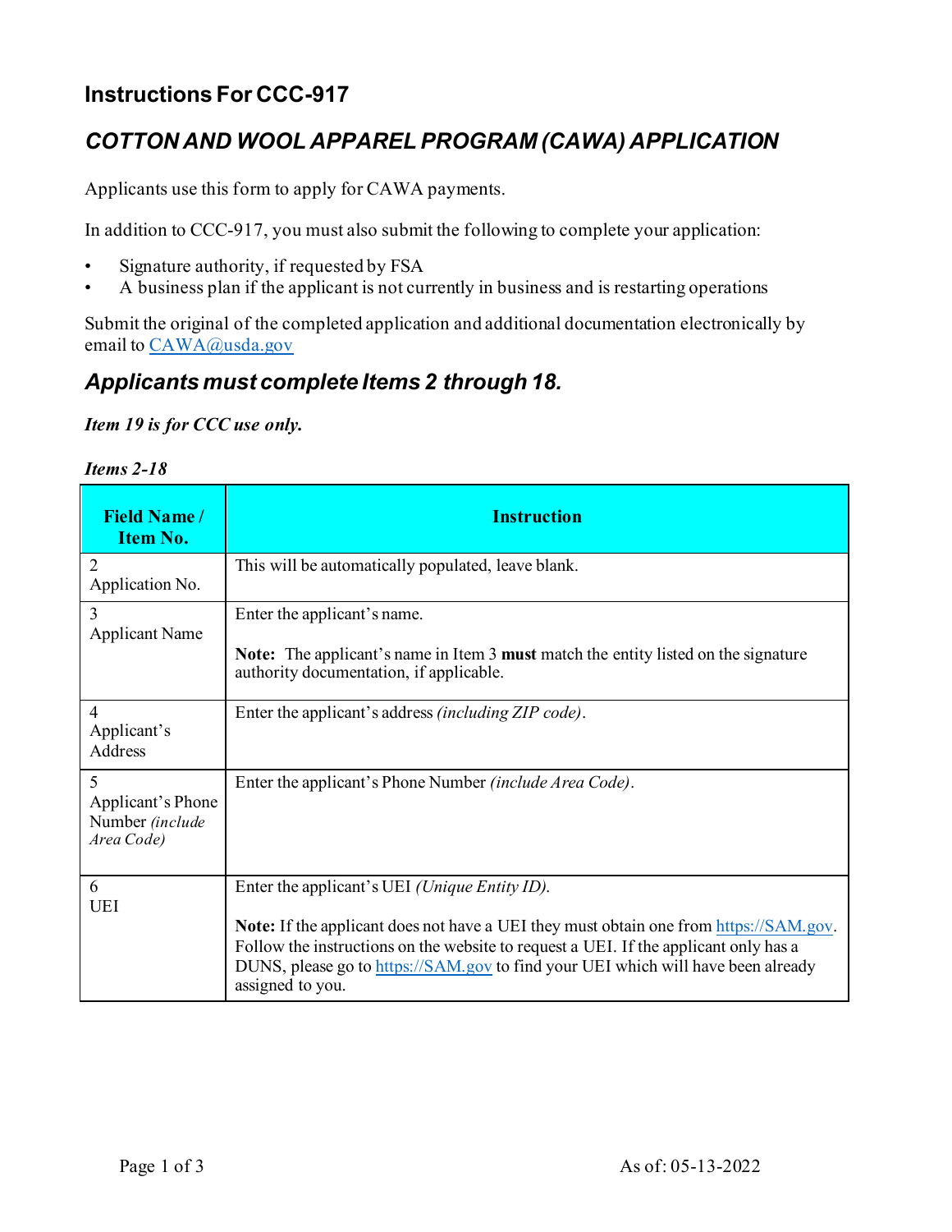# Instructions For CCC-917

## *COTTON AND WOOL APPAREL PROGRAM (CAWA) APPLICATION*

Applicants use this form to apply for CAWA payments.

In addition to CCC-917, you must also submit the following to complete your application:

- Signature authority, if requested by FSA
- A business plan if the applicant is not currently in business and is restarting operations

Submit the original of the completed application and additional documentation electronically by email to CAWA@usda.gov

## *Applicants must complete Items 2 through 18.*

***Item 19 is for CCC use only.***

***Items 2-18***

| Field Name / Item No. | Instruction |
|---|---|
| 2<br>Application No. | This will be automatically populated, leave blank. |
| 3<br>Applicant Name | Enter the applicant's name.<br><br>**Note:** The applicant's name in Item 3 **must** match the entity listed on the signature authority documentation, if applicable. |
| 4<br>Applicant's Address | Enter the applicant's address *(including ZIP code)*. |
| 5<br>Applicant's Phone Number *(include Area Code)* | Enter the applicant's Phone Number *(include Area Code)*. |
| 6<br>UEI | Enter the applicant's UEI *(Unique Entity ID).*<br><br>**Note:** If the applicant does not have a UEI they must obtain one from https://SAM.gov. Follow the instructions on the website to request a UEI. If the applicant only has a DUNS, please go to https://SAM.gov to find your UEI which will have been already assigned to you. |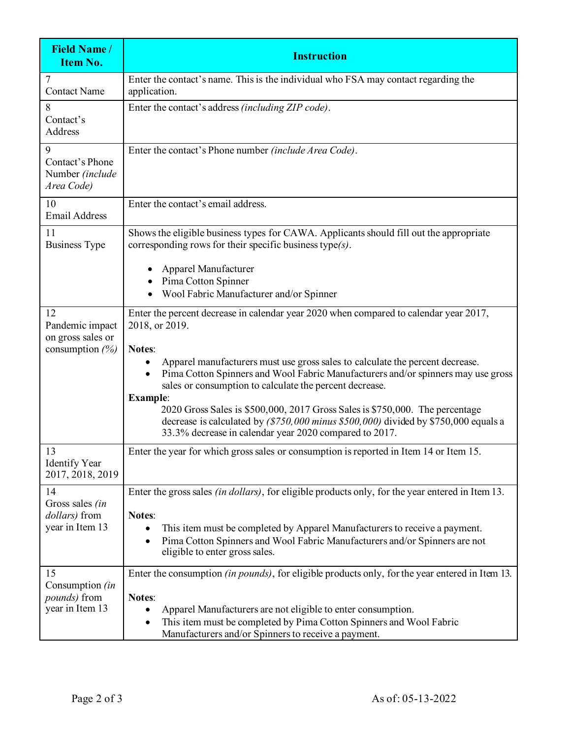| Field Name / Item No. | Instruction |
|---|---|
| 7<br>Contact Name | Enter the contact's name. This is the individual who FSA may contact regarding the application. |
| 8<br>Contact's Address | Enter the contact's address *(including ZIP code)*. |
| 9<br>Contact's Phone Number *(include Area Code)* | Enter the contact's Phone number *(include Area Code)*. |
| 10<br>Email Address | Enter the contact's email address. |
| 11<br>Business Type | Shows the eligible business types for CAWA. Applicants should fill out the appropriate corresponding rows for their specific business type*(s)*.<br><br>• Apparel Manufacturer<br>• Pima Cotton Spinner<br>• Wool Fabric Manufacturer and/or Spinner |
| 12<br>Pandemic impact on gross sales or consumption *(%)* | Enter the percent decrease in calendar year 2020 when compared to calendar year 2017, 2018, or 2019.<br><br>**Notes**:<br>• Apparel manufacturers must use gross sales to calculate the percent decrease.<br>• Pima Cotton Spinners and Wool Fabric Manufacturers and/or spinners may use gross sales or consumption to calculate the percent decrease.<br>**Example**:<br>2020 Gross Sales is $500,000, 2017 Gross Sales is $750,000. The percentage decrease is calculated by *($750,000 minus $500,000)* divided by $750,000 equals a 33.3% decrease in calendar year 2020 compared to 2017. |
| 13<br>Identify Year 2017, 2018, 2019 | Enter the year for which gross sales or consumption is reported in Item 14 or Item 15. |
| 14<br>Gross sales *(in dollars)* from year in Item 13 | Enter the gross sales *(in dollars)*, for eligible products only, for the year entered in Item 13.<br><br>**Notes**:<br>• This item must be completed by Apparel Manufacturers to receive a payment.<br>• Pima Cotton Spinners and Wool Fabric Manufacturers and/or Spinners are not eligible to enter gross sales. |
| 15<br>Consumption *(in pounds)* from year in Item 13 | Enter the consumption *(in pounds)*, for eligible products only, for the year entered in Item 13.<br><br>**Notes**:<br>• Apparel Manufacturers are not eligible to enter consumption.<br>• This item must be completed by Pima Cotton Spinners and Wool Fabric Manufacturers and/or Spinners to receive a payment. |

As of: 05-13-2022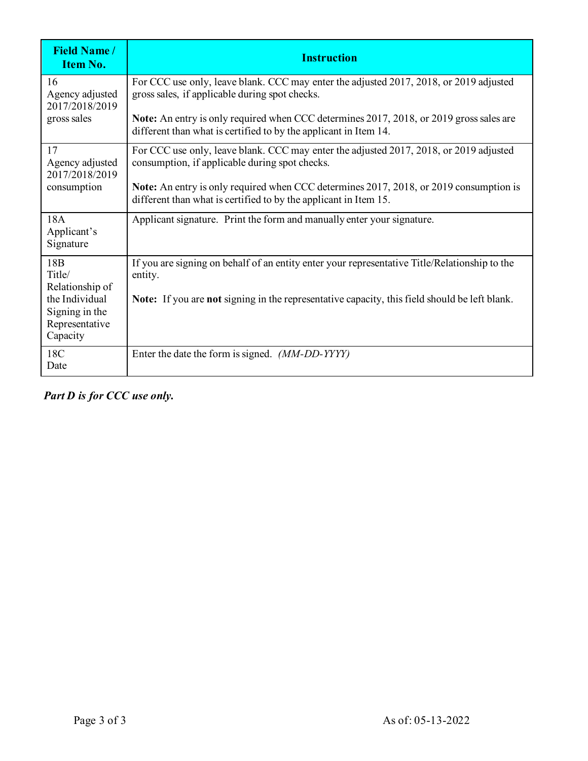| Field Name / Item No. | Instruction |
|---|---|
| 16 Agency adjusted 2017/2018/2019 gross sales | For CCC use only, leave blank. CCC may enter the adjusted 2017, 2018, or 2019 adjusted gross sales, if applicable during spot checks.<br><br>**Note:** An entry is only required when CCC determines 2017, 2018, or 2019 gross sales are different than what is certified to by the applicant in Item 14. |
| 17 Agency adjusted 2017/2018/2019 consumption | For CCC use only, leave blank. CCC may enter the adjusted 2017, 2018, or 2019 adjusted consumption, if applicable during spot checks.<br><br>**Note:** An entry is only required when CCC determines 2017, 2018, or 2019 consumption is different than what is certified to by the applicant in Item 15. |
| 18A Applicant's Signature | Applicant signature. Print the form and manually enter your signature. |
| 18B Title/ Relationship of the Individual Signing in the Representative Capacity | If you are signing on behalf of an entity enter your representative Title/Relationship to the entity.<br><br>**Note:** If you are **not** signing in the representative capacity, this field should be left blank. |
| 18C Date | Enter the date the form is signed. *(MM-DD-YYYY)* |

***Part D is for CCC use only.***

As of: 05-13-2022